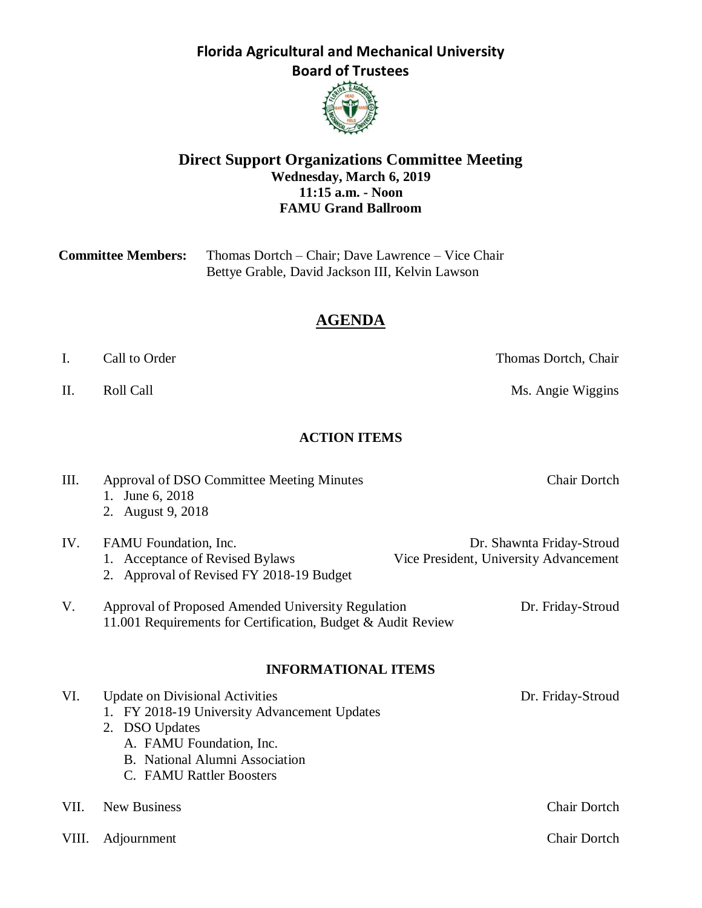# Florida Agricultural and Mechanical University
## Board of Trustees

## Direct Support Organizations Committee Meeting

**Wednesday, March 6, 2019**
**11:15 a.m. - Noon**
**FAMU Grand Ballroom**

**Committee Members:** Thomas Dortch – Chair; Dave Lawrence – Vice Chair
Bettye Grable, David Jackson III, Kelvin Lawson

## AGENDA

I. Call to Order — Thomas Dortch, Chair

II. Roll Call — Ms. Angie Wiggins

### ACTION ITEMS

III. Approval of DSO Committee Meeting Minutes — Chair Dortch
1. June 6, 2018
2. August 9, 2018

IV. FAMU Foundation, Inc. — Dr. Shawnta Friday-Stroud, Vice President, University Advancement
1. Acceptance of Revised Bylaws
2. Approval of Revised FY 2018-19 Budget

V. Approval of Proposed Amended University Regulation 11.001 Requirements for Certification, Budget & Audit Review — Dr. Friday-Stroud

### INFORMATIONAL ITEMS

VI. Update on Divisional Activities — Dr. Friday-Stroud
1. FY 2018-19 University Advancement Updates
2. DSO Updates
   - A. FAMU Foundation, Inc.
   - B. National Alumni Association
   - C. FAMU Rattler Boosters

VII. New Business — Chair Dortch

VIII. Adjournment — Chair Dortch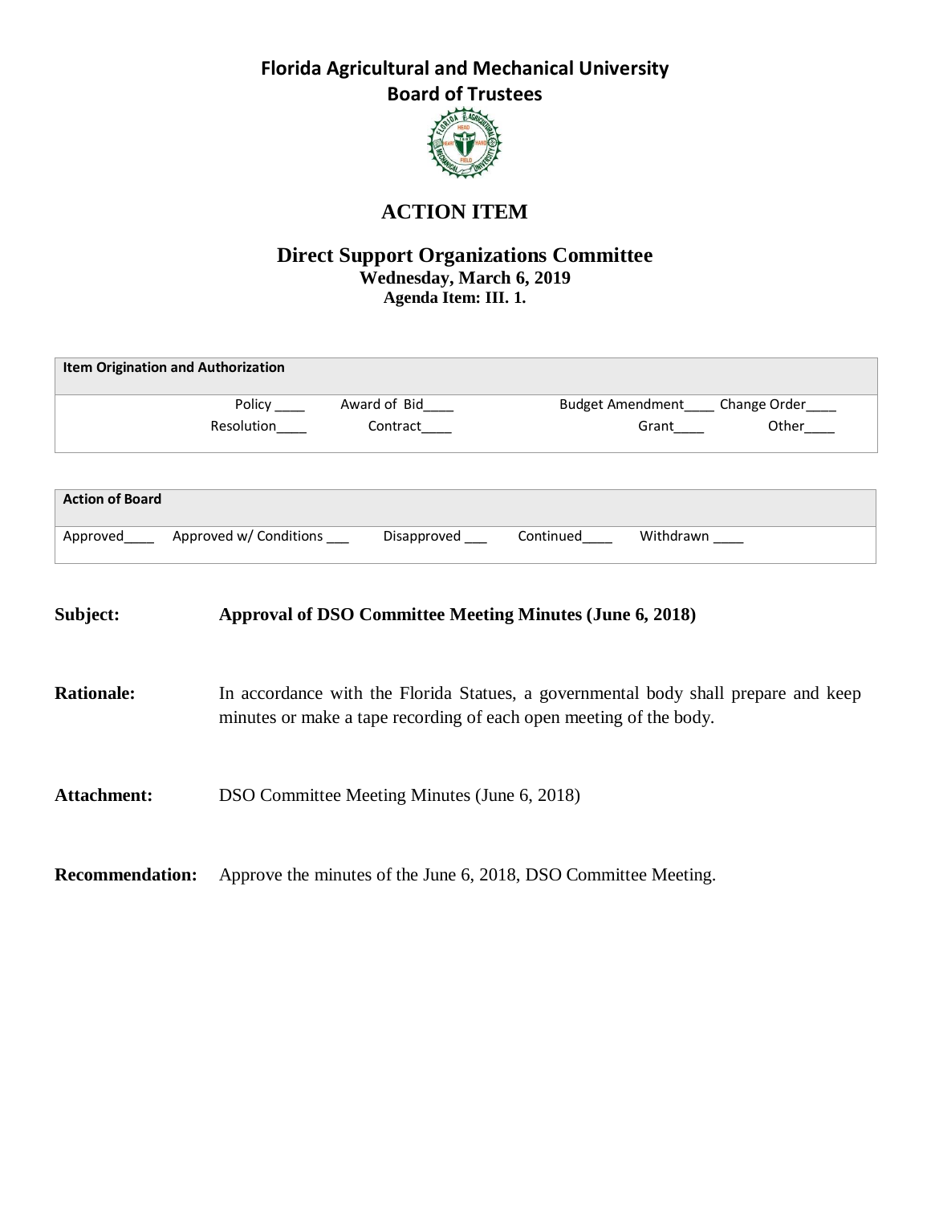# Florida Agricultural and Mechanical University
## Board of Trustees

# ACTION ITEM

## Direct Support Organizations Committee
**Wednesday, March 6, 2019**
**Agenda Item: III. 1.**

| Item Origination and Authorization | | | |
|---|---|---|---|
| Policy ____ | Award of Bid____ | Budget Amendment____ | Change Order____ |
| Resolution____ | Contract____ | Grant____ | Other____ |

| Action of Board | | | | |
|---|---|---|---|---|
| Approved____ | Approved w/ Conditions ___ | Disapproved ___ | Continued____ | Withdrawn ____ |

**Subject:** **Approval of DSO Committee Meeting Minutes (June 6, 2018)**

**Rationale:** In accordance with the Florida Statues, a governmental body shall prepare and keep minutes or make a tape recording of each open meeting of the body.

**Attachment:** DSO Committee Meeting Minutes (June 6, 2018)

**Recommendation:** Approve the minutes of the June 6, 2018, DSO Committee Meeting.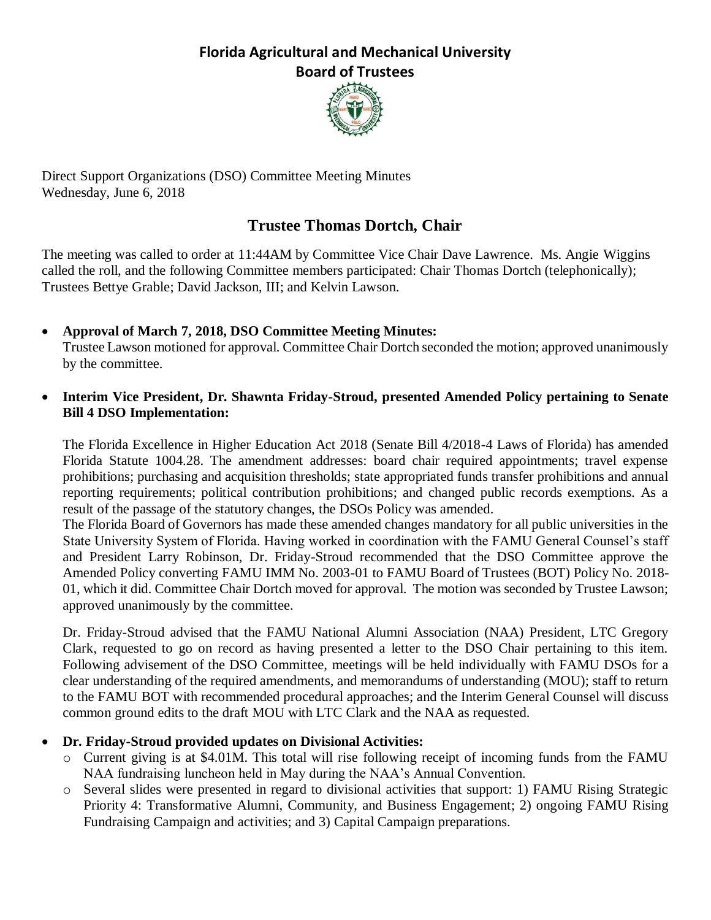# Florida Agricultural and Mechanical University
## Board of Trustees

Direct Support Organizations (DSO) Committee Meeting Minutes
Wednesday, June 6, 2018

## Trustee Thomas Dortch, Chair

The meeting was called to order at 11:44AM by Committee Vice Chair Dave Lawrence. Ms. Angie Wiggins called the roll, and the following Committee members participated: Chair Thomas Dortch (telephonically); Trustees Bettye Grable; David Jackson, III; and Kelvin Lawson.

- **Approval of March 7, 2018, DSO Committee Meeting Minutes:**
  Trustee Lawson motioned for approval. Committee Chair Dortch seconded the motion; approved unanimously by the committee.

- **Interim Vice President, Dr. Shawnta Friday-Stroud, presented Amended Policy pertaining to Senate Bill 4 DSO Implementation:**

  The Florida Excellence in Higher Education Act 2018 (Senate Bill 4/2018-4 Laws of Florida) has amended Florida Statute 1004.28. The amendment addresses: board chair required appointments; travel expense prohibitions; purchasing and acquisition thresholds; state appropriated funds transfer prohibitions and annual reporting requirements; political contribution prohibitions; and changed public records exemptions. As a result of the passage of the statutory changes, the DSOs Policy was amended.
  The Florida Board of Governors has made these amended changes mandatory for all public universities in the State University System of Florida. Having worked in coordination with the FAMU General Counsel's staff and President Larry Robinson, Dr. Friday-Stroud recommended that the DSO Committee approve the Amended Policy converting FAMU IMM No. 2003-01 to FAMU Board of Trustees (BOT) Policy No. 2018-01, which it did. Committee Chair Dortch moved for approval. The motion was seconded by Trustee Lawson; approved unanimously by the committee.

  Dr. Friday-Stroud advised that the FAMU National Alumni Association (NAA) President, LTC Gregory Clark, requested to go on record as having presented a letter to the DSO Chair pertaining to this item. Following advisement of the DSO Committee, meetings will be held individually with FAMU DSOs for a clear understanding of the required amendments, and memorandums of understanding (MOU); staff to return to the FAMU BOT with recommended procedural approaches; and the Interim General Counsel will discuss common ground edits to the draft MOU with LTC Clark and the NAA as requested.

- **Dr. Friday-Stroud provided updates on Divisional Activities:**
  - Current giving is at \$4.01M. This total will rise following receipt of incoming funds from the FAMU NAA fundraising luncheon held in May during the NAA's Annual Convention.
  - Several slides were presented in regard to divisional activities that support: 1) FAMU Rising Strategic Priority 4: Transformative Alumni, Community, and Business Engagement; 2) ongoing FAMU Rising Fundraising Campaign and activities; and 3) Capital Campaign preparations.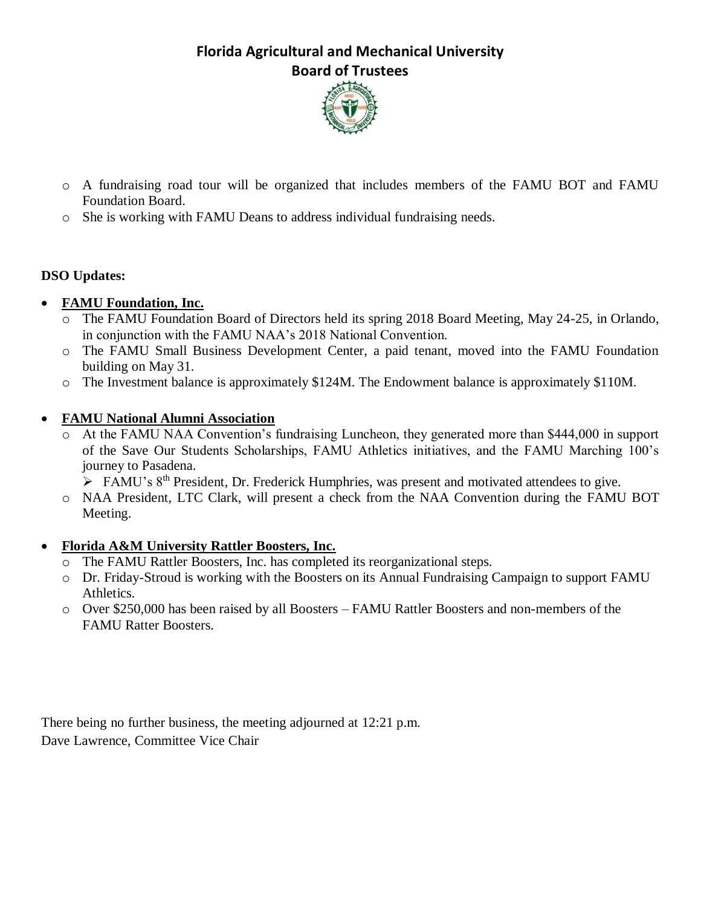- A fundraising road tour will be organized that includes members of the FAMU BOT and FAMU Foundation Board.
- She is working with FAMU Deans to address individual fundraising needs.

**DSO Updates:**

- **FAMU Foundation, Inc.**
  - The FAMU Foundation Board of Directors held its spring 2018 Board Meeting, May 24-25, in Orlando, in conjunction with the FAMU NAA's 2018 National Convention.
  - The FAMU Small Business Development Center, a paid tenant, moved into the FAMU Foundation building on May 31.
  - The Investment balance is approximately $124M. The Endowment balance is approximately $110M.

- **FAMU National Alumni Association**
  - At the FAMU NAA Convention's fundraising Luncheon, they generated more than $444,000 in support of the Save Our Students Scholarships, FAMU Athletics initiatives, and the FAMU Marching 100's journey to Pasadena.
    - FAMU's 8th President, Dr. Frederick Humphries, was present and motivated attendees to give.
  - NAA President, LTC Clark, will present a check from the NAA Convention during the FAMU BOT Meeting.

- **Florida A&M University Rattler Boosters, Inc.**
  - The FAMU Rattler Boosters, Inc. has completed its reorganizational steps.
  - Dr. Friday-Stroud is working with the Boosters on its Annual Fundraising Campaign to support FAMU Athletics.
  - Over $250,000 has been raised by all Boosters – FAMU Rattler Boosters and non-members of the FAMU Ratter Boosters.

There being no further business, the meeting adjourned at 12:21 p.m.
Dave Lawrence, Committee Vice Chair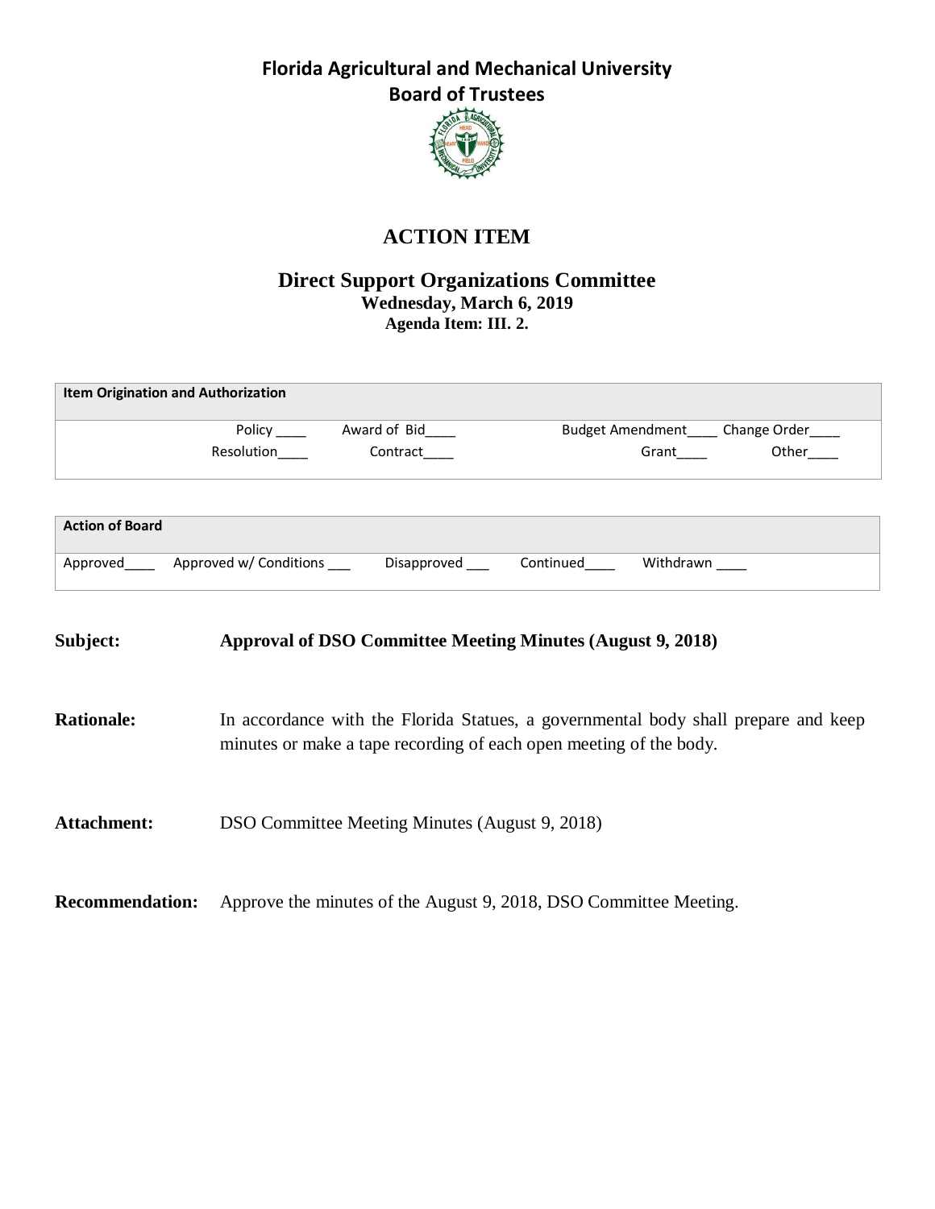# Florida Agricultural and Mechanical University
## Board of Trustees

## ACTION ITEM

### Direct Support Organizations Committee
**Wednesday, March 6, 2019**
**Agenda Item: III. 2.**

| **Item Origination and Authorization** | | | |
|---|---|---|---|
| Policy ____ | Award of Bid____ | Budget Amendment____ | Change Order____ |
| Resolution____ | Contract____ | Grant____ | Other____ |

| **Action of Board** | | | | |
|---|---|---|---|---|
| Approved____ | Approved w/ Conditions ___ | Disapproved ___ | Continued____ | Withdrawn ____ |

**Subject:** **Approval of DSO Committee Meeting Minutes (August 9, 2018)**

**Rationale:** In accordance with the Florida Statues, a governmental body shall prepare and keep minutes or make a tape recording of each open meeting of the body.

**Attachment:** DSO Committee Meeting Minutes (August 9, 2018)

**Recommendation:** Approve the minutes of the August 9, 2018, DSO Committee Meeting.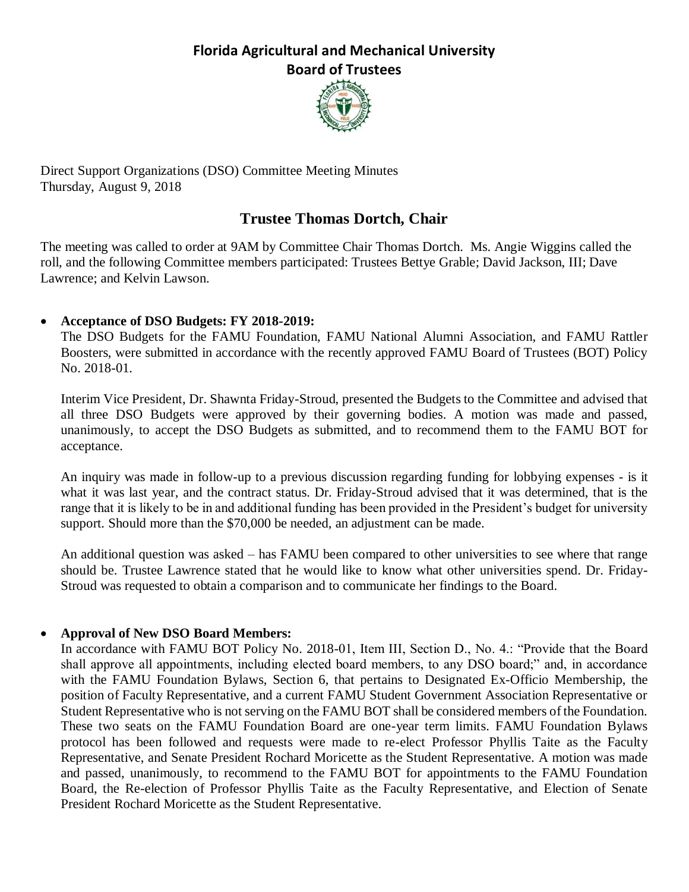# Florida Agricultural and Mechanical University
## Board of Trustees

Direct Support Organizations (DSO) Committee Meeting Minutes
Thursday, August 9, 2018

## Trustee Thomas Dortch, Chair

The meeting was called to order at 9AM by Committee Chair Thomas Dortch. Ms. Angie Wiggins called the roll, and the following Committee members participated: Trustees Bettye Grable; David Jackson, III; Dave Lawrence; and Kelvin Lawson.

- **Acceptance of DSO Budgets: FY 2018-2019:**
  The DSO Budgets for the FAMU Foundation, FAMU National Alumni Association, and FAMU Rattler Boosters, were submitted in accordance with the recently approved FAMU Board of Trustees (BOT) Policy No. 2018-01.

  Interim Vice President, Dr. Shawnta Friday-Stroud, presented the Budgets to the Committee and advised that all three DSO Budgets were approved by their governing bodies. A motion was made and passed, unanimously, to accept the DSO Budgets as submitted, and to recommend them to the FAMU BOT for acceptance.

  An inquiry was made in follow-up to a previous discussion regarding funding for lobbying expenses - is it what it was last year, and the contract status. Dr. Friday-Stroud advised that it was determined, that is the range that it is likely to be in and additional funding has been provided in the President's budget for university support. Should more than the $70,000 be needed, an adjustment can be made.

  An additional question was asked – has FAMU been compared to other universities to see where that range should be. Trustee Lawrence stated that he would like to know what other universities spend. Dr. Friday-Stroud was requested to obtain a comparison and to communicate her findings to the Board.

- **Approval of New DSO Board Members:**
  In accordance with FAMU BOT Policy No. 2018-01, Item III, Section D., No. 4.: "Provide that the Board shall approve all appointments, including elected board members, to any DSO board;" and, in accordance with the FAMU Foundation Bylaws, Section 6, that pertains to Designated Ex-Officio Membership, the position of Faculty Representative, and a current FAMU Student Government Association Representative or Student Representative who is not serving on the FAMU BOT shall be considered members of the Foundation. These two seats on the FAMU Foundation Board are one-year term limits. FAMU Foundation Bylaws protocol has been followed and requests were made to re-elect Professor Phyllis Taite as the Faculty Representative, and Senate President Rochard Moricette as the Student Representative. A motion was made and passed, unanimously, to recommend to the FAMU BOT for appointments to the FAMU Foundation Board, the Re-election of Professor Phyllis Taite as the Faculty Representative, and Election of Senate President Rochard Moricette as the Student Representative.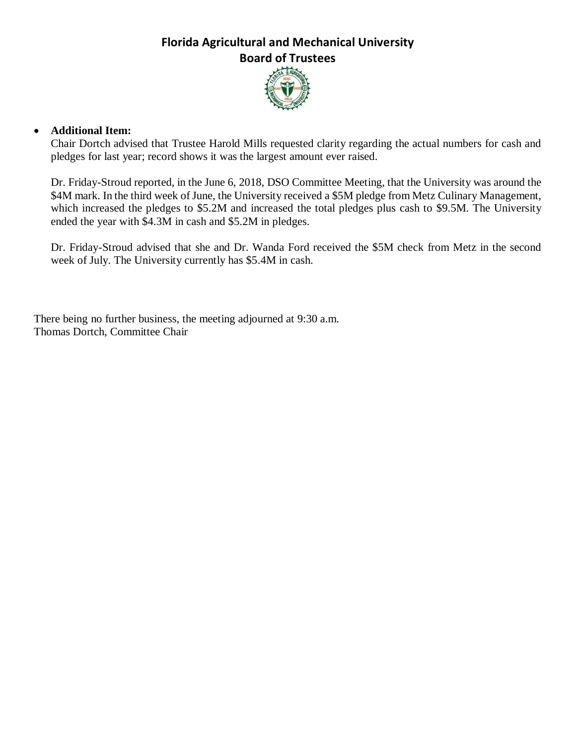# Florida Agricultural and Mechanical University
## Board of Trustees

- **Additional Item:**
  Chair Dortch advised that Trustee Harold Mills requested clarity regarding the actual numbers for cash and pledges for last year; record shows it was the largest amount ever raised.

  Dr. Friday-Stroud reported, in the June 6, 2018, DSO Committee Meeting, that the University was around the $4M mark. In the third week of June, the University received a $5M pledge from Metz Culinary Management, which increased the pledges to $5.2M and increased the total pledges plus cash to $9.5M. The University ended the year with $4.3M in cash and $5.2M in pledges.

  Dr. Friday-Stroud advised that she and Dr. Wanda Ford received the $5M check from Metz in the second week of July. The University currently has $5.4M in cash.

There being no further business, the meeting adjourned at 9:30 a.m.
Thomas Dortch, Committee Chair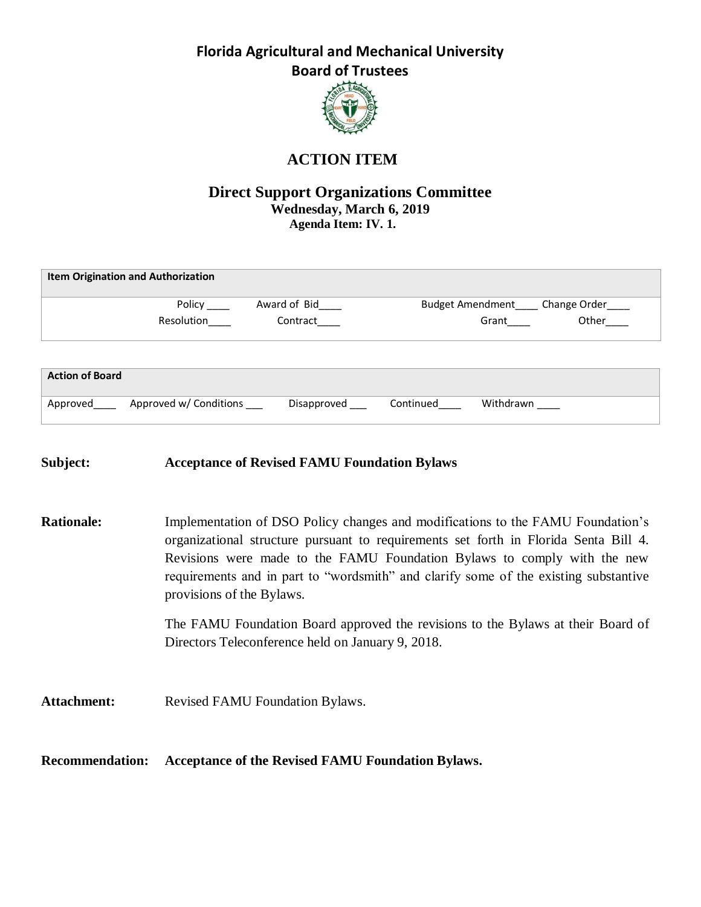# Florida Agricultural and Mechanical University
## Board of Trustees

## ACTION ITEM

### Direct Support Organizations Committee
**Wednesday, March 6, 2019**
**Agenda Item: IV. 1.**

| Item Origination and Authorization | | | |
|---|---|---|---|
| Policy ____ | Award of Bid____ | Budget Amendment____ | Change Order____ |
| Resolution____ | Contract____ | Grant____ | Other____ |

| Action of Board | | | | |
|---|---|---|---|---|
| Approved____ | Approved w/ Conditions ___ | Disapproved ___ | Continued____ | Withdrawn ____ |

**Subject:** **Acceptance of Revised FAMU Foundation Bylaws**

**Rationale:** Implementation of DSO Policy changes and modifications to the FAMU Foundation's organizational structure pursuant to requirements set forth in Florida Senta Bill 4. Revisions were made to the FAMU Foundation Bylaws to comply with the new requirements and in part to "wordsmith" and clarify some of the existing substantive provisions of the Bylaws.

The FAMU Foundation Board approved the revisions to the Bylaws at their Board of Directors Teleconference held on January 9, 2018.

**Attachment:** Revised FAMU Foundation Bylaws.

**Recommendation:** **Acceptance of the Revised FAMU Foundation Bylaws.**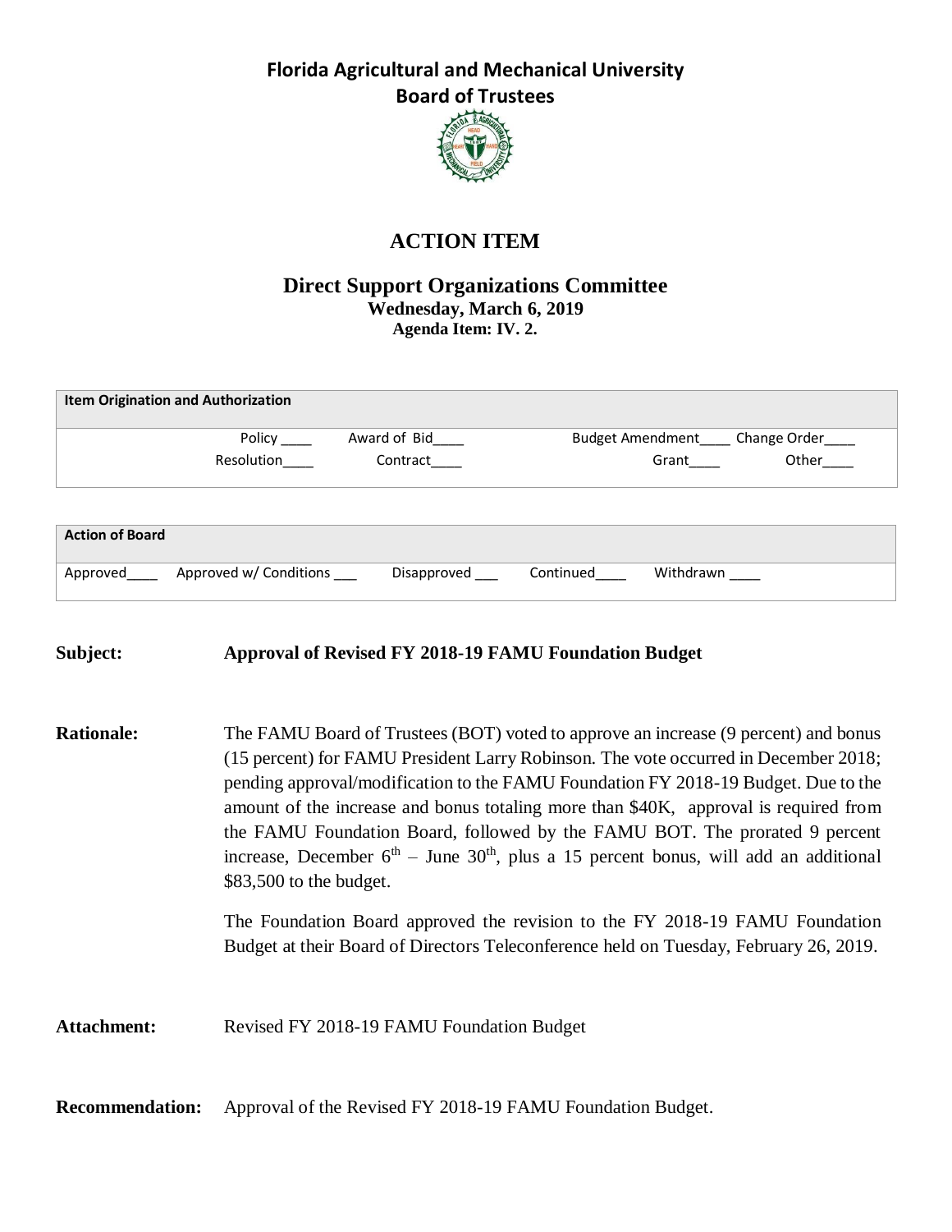# Florida Agricultural and Mechanical University
## Board of Trustees

# ACTION ITEM

## Direct Support Organizations Committee
**Wednesday, March 6, 2019**
**Agenda Item: IV. 2.**

| Item Origination and Authorization | | | |
|---|---|---|---|
| Policy ____ | Award of Bid____ | Budget Amendment____ | Change Order____ |
| Resolution____ | Contract____ | Grant____ | Other____ |

| Action of Board | | | | |
|---|---|---|---|---|
| Approved____ | Approved w/ Conditions ___ | Disapproved ___ | Continued____ | Withdrawn ____ |

**Subject:** **Approval of Revised FY 2018-19 FAMU Foundation Budget**

**Rationale:** The FAMU Board of Trustees (BOT) voted to approve an increase (9 percent) and bonus (15 percent) for FAMU President Larry Robinson. The vote occurred in December 2018; pending approval/modification to the FAMU Foundation FY 2018-19 Budget. Due to the amount of the increase and bonus totaling more than $40K, approval is required from the FAMU Foundation Board, followed by the FAMU BOT. The prorated 9 percent increase, December 6th – June 30th, plus a 15 percent bonus, will add an additional $83,500 to the budget.

The Foundation Board approved the revision to the FY 2018-19 FAMU Foundation Budget at their Board of Directors Teleconference held on Tuesday, February 26, 2019.

**Attachment:** Revised FY 2018-19 FAMU Foundation Budget

**Recommendation:** Approval of the Revised FY 2018-19 FAMU Foundation Budget.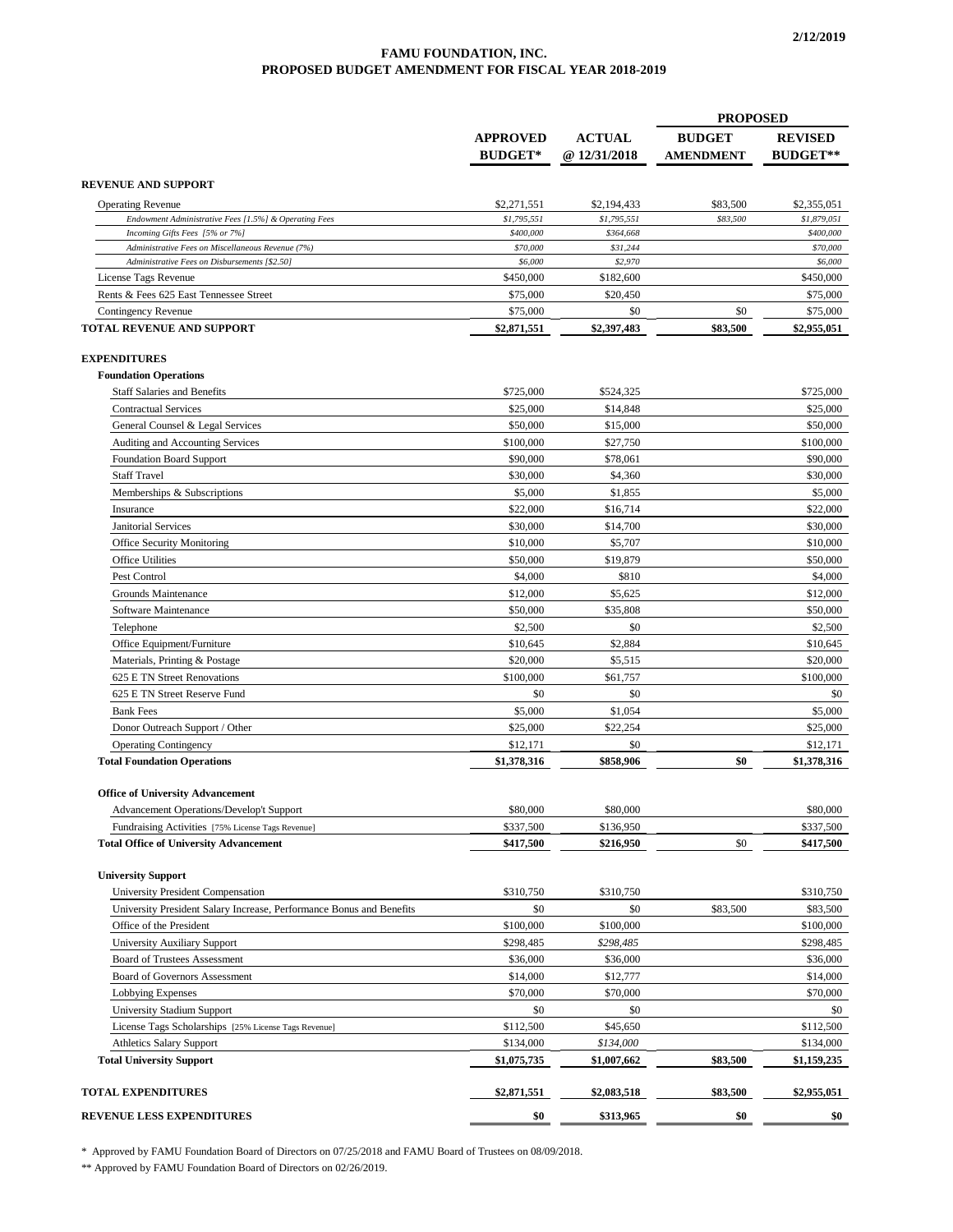2/12/2019

# FAMU FOUNDATION, INC.
## PROPOSED BUDGET AMENDMENT FOR FISCAL YEAR 2018-2019

| | APPROVED BUDGET* | ACTUAL @ 12/31/2018 | PROPOSED BUDGET AMENDMENT | PROPOSED REVISED BUDGET** |
|---|---|---|---|---|
| **REVENUE AND SUPPORT** | | | | |
| Operating Revenue | $2,271,551 | $2,194,433 | $83,500 | $2,355,051 |
| *Endowment Administrative Fees [1.5%] & Operating Fees* | *$1,795,551* | *$1,795,551* | *$83,500* | *$1,879,051* |
| *Incoming Gifts Fees [5% or 7%]* | *$400,000* | *$364,668* | | *$400,000* |
| *Administrative Fees on Miscellaneous Revenue (7%)* | *$70,000* | *$31,244* | | *$70,000* |
| *Administrative Fees on Disbursements [$2.50]* | *$6,000* | *$2,970* | | *$6,000* |
| License Tags Revenue | $450,000 | $182,600 | | $450,000 |
| Rents & Fees 625 East Tennessee Street | $75,000 | $20,450 | | $75,000 |
| Contingency Revenue | $75,000 | $0 | $0 | $75,000 |
| **TOTAL REVENUE AND SUPPORT** | **$2,871,551** | **$2,397,483** | **$83,500** | **$2,955,051** |
| **EXPENDITURES** | | | | |
| **Foundation Operations** | | | | |
| Staff Salaries and Benefits | $725,000 | $524,325 | | $725,000 |
| Contractual Services | $25,000 | $14,848 | | $25,000 |
| General Counsel & Legal Services | $50,000 | $15,000 | | $50,000 |
| Auditing and Accounting Services | $100,000 | $27,750 | | $100,000 |
| Foundation Board Support | $90,000 | $78,061 | | $90,000 |
| Staff Travel | $30,000 | $4,360 | | $30,000 |
| Memberships & Subscriptions | $5,000 | $1,855 | | $5,000 |
| Insurance | $22,000 | $16,714 | | $22,000 |
| Janitorial Services | $30,000 | $14,700 | | $30,000 |
| Office Security Monitoring | $10,000 | $5,707 | | $10,000 |
| Office Utilities | $50,000 | $19,879 | | $50,000 |
| Pest Control | $4,000 | $810 | | $4,000 |
| Grounds Maintenance | $12,000 | $5,625 | | $12,000 |
| Software Maintenance | $50,000 | $35,808 | | $50,000 |
| Telephone | $2,500 | $0 | | $2,500 |
| Office Equipment/Furniture | $10,645 | $2,884 | | $10,645 |
| Materials, Printing & Postage | $20,000 | $5,515 | | $20,000 |
| 625 E TN Street Renovations | $100,000 | $61,757 | | $100,000 |
| 625 E TN Street Reserve Fund | $0 | $0 | | $0 |
| Bank Fees | $5,000 | $1,054 | | $5,000 |
| Donor Outreach Support / Other | $25,000 | $22,254 | | $25,000 |
| Operating Contingency | $12,171 | $0 | | $12,171 |
| **Total Foundation Operations** | **$1,378,316** | **$858,906** | **$0** | **$1,378,316** |
| **Office of University Advancement** | | | | |
| Advancement Operations/Develop't Support | $80,000 | $80,000 | | $80,000 |
| Fundraising Activities [75% License Tags Revenue] | $337,500 | $136,950 | | $337,500 |
| **Total Office of University Advancement** | **$417,500** | **$216,950** | $0 | **$417,500** |
| **University Support** | | | | |
| University President Compensation | $310,750 | $310,750 | | $310,750 |
| University President Salary Increase, Performance Bonus and Benefits | $0 | $0 | $83,500 | $83,500 |
| Office of the President | $100,000 | $100,000 | | $100,000 |
| University Auxiliary Support | $298,485 | *$298,485* | | $298,485 |
| Board of Trustees Assessment | $36,000 | $36,000 | | $36,000 |
| Board of Governors Assessment | $14,000 | $12,777 | | $14,000 |
| Lobbying Expenses | $70,000 | $70,000 | | $70,000 |
| University Stadium Support | $0 | $0 | | $0 |
| License Tags Scholarships [25% License Tags Revenue] | $112,500 | $45,650 | | $112,500 |
| Athletics Salary Support | $134,000 | *$134,000* | | $134,000 |
| **Total University Support** | **$1,075,735** | **$1,007,662** | **$83,500** | **$1,159,235** |
| **TOTAL EXPENDITURES** | **$2,871,551** | **$2,083,518** | **$83,500** | **$2,955,051** |
| **REVENUE LESS EXPENDITURES** | **$0** | **$313,965** | **$0** | **$0** |

\* Approved by FAMU Foundation Board of Directors on 07/25/2018 and FAMU Board of Trustees on 08/09/2018.

\** Approved by FAMU Foundation Board of Directors on 02/26/2019.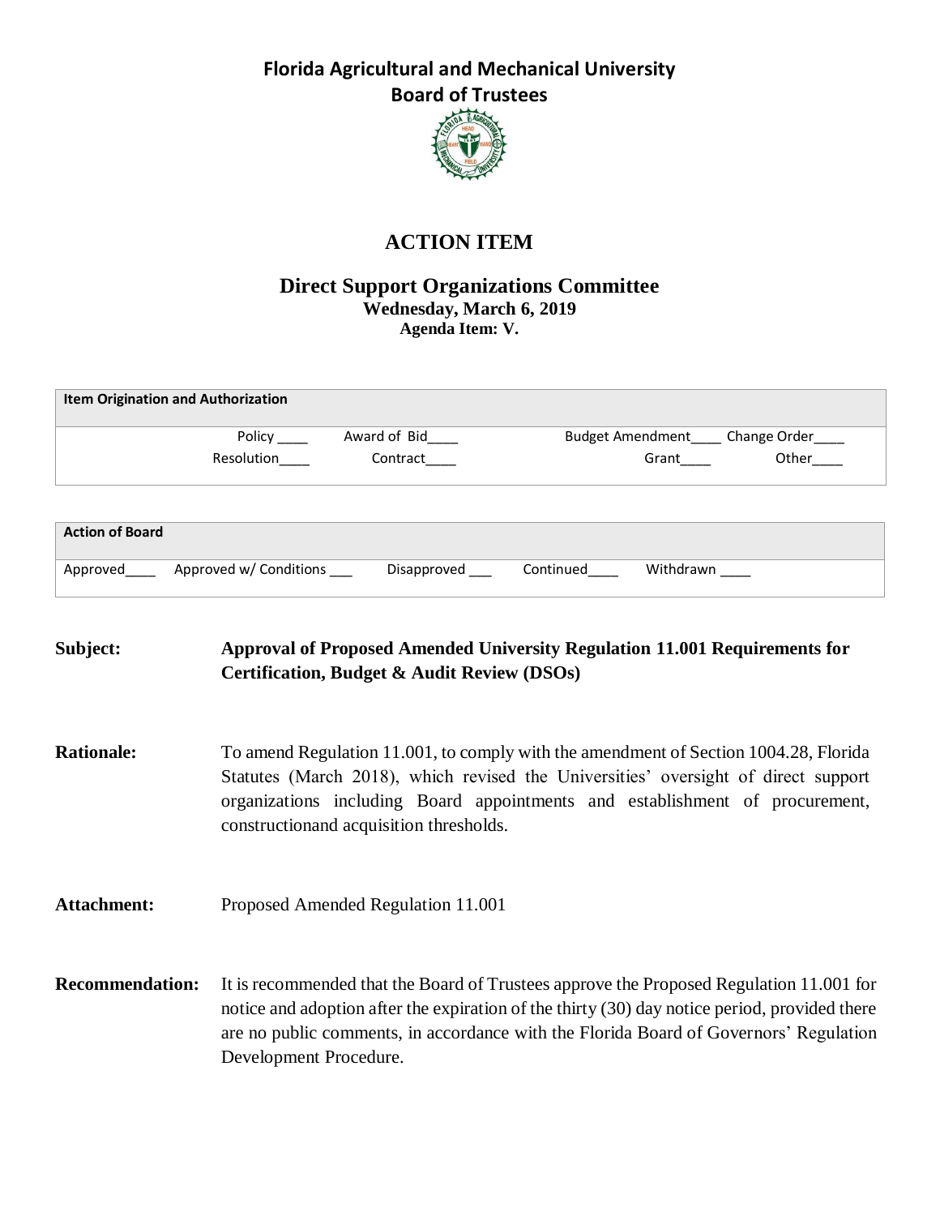# Florida Agricultural and Mechanical University
## Board of Trustees

## ACTION ITEM

### Direct Support Organizations Committee
**Wednesday, March 6, 2019**
**Agenda Item: V.**

| Item Origination and Authorization | | | |
|---|---|---|---|
| Policy ____ | Award of Bid____ | Budget Amendment____ | Change Order____ |
| Resolution____ | Contract____ | Grant____ | Other____ |

| Action of Board | | | | |
|---|---|---|---|---|
| Approved____ | Approved w/ Conditions ___ | Disapproved ___ | Continued____ | Withdrawn ____ |

**Subject:** **Approval of Proposed Amended University Regulation 11.001 Requirements for Certification, Budget & Audit Review (DSOs)**

**Rationale:** To amend Regulation 11.001, to comply with the amendment of Section 1004.28, Florida Statutes (March 2018), which revised the Universities' oversight of direct support organizations including Board appointments and establishment of procurement, constructionand acquisition thresholds.

**Attachment:** Proposed Amended Regulation 11.001

**Recommendation:** It is recommended that the Board of Trustees approve the Proposed Regulation 11.001 for notice and adoption after the expiration of the thirty (30) day notice period, provided there are no public comments, in accordance with the Florida Board of Governors' Regulation Development Procedure.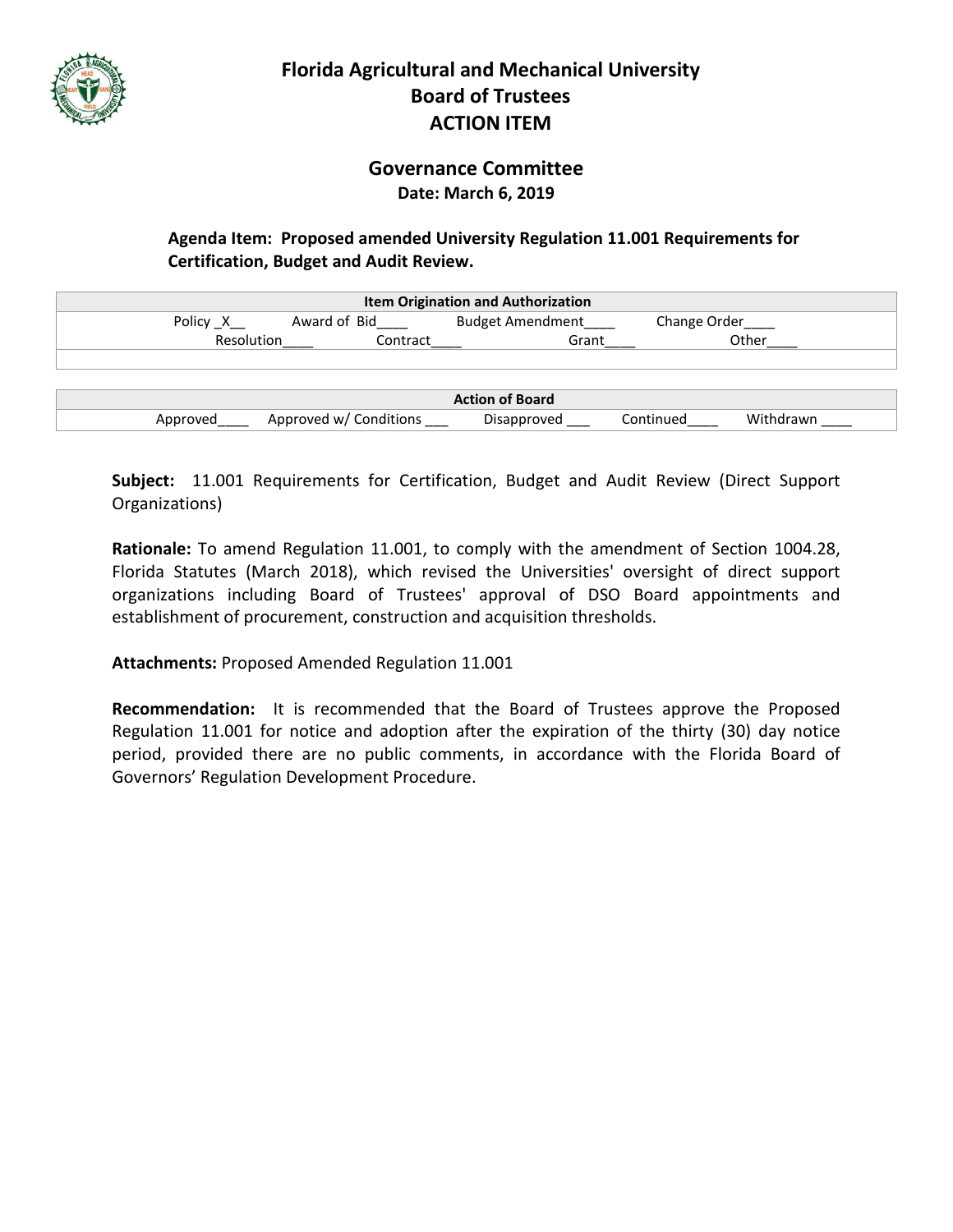# Florida Agricultural and Mechanical University
# Board of Trustees
# ACTION ITEM

## Governance Committee

**Date: March 6, 2019**

**Agenda Item: Proposed amended University Regulation 11.001 Requirements for Certification, Budget and Audit Review.**

| Item Origination and Authorization | | | |
|---|---|---|---|
| Policy _X__ | Award of Bid____ | Budget Amendment____ | Change Order____ |
| Resolution____ | Contract____ | Grant____ | Other____ |

| Action of Board | | | | |
|---|---|---|---|---|
| Approved____ | Approved w/ Conditions ___ | Disapproved ___ | Continued____ | Withdrawn ____ |

**Subject:** 11.001 Requirements for Certification, Budget and Audit Review (Direct Support Organizations)

**Rationale:** To amend Regulation 11.001, to comply with the amendment of Section 1004.28, Florida Statutes (March 2018), which revised the Universities' oversight of direct support organizations including Board of Trustees' approval of DSO Board appointments and establishment of procurement, construction and acquisition thresholds.

**Attachments:** Proposed Amended Regulation 11.001

**Recommendation:** It is recommended that the Board of Trustees approve the Proposed Regulation 11.001 for notice and adoption after the expiration of the thirty (30) day notice period, provided there are no public comments, in accordance with the Florida Board of Governors' Regulation Development Procedure.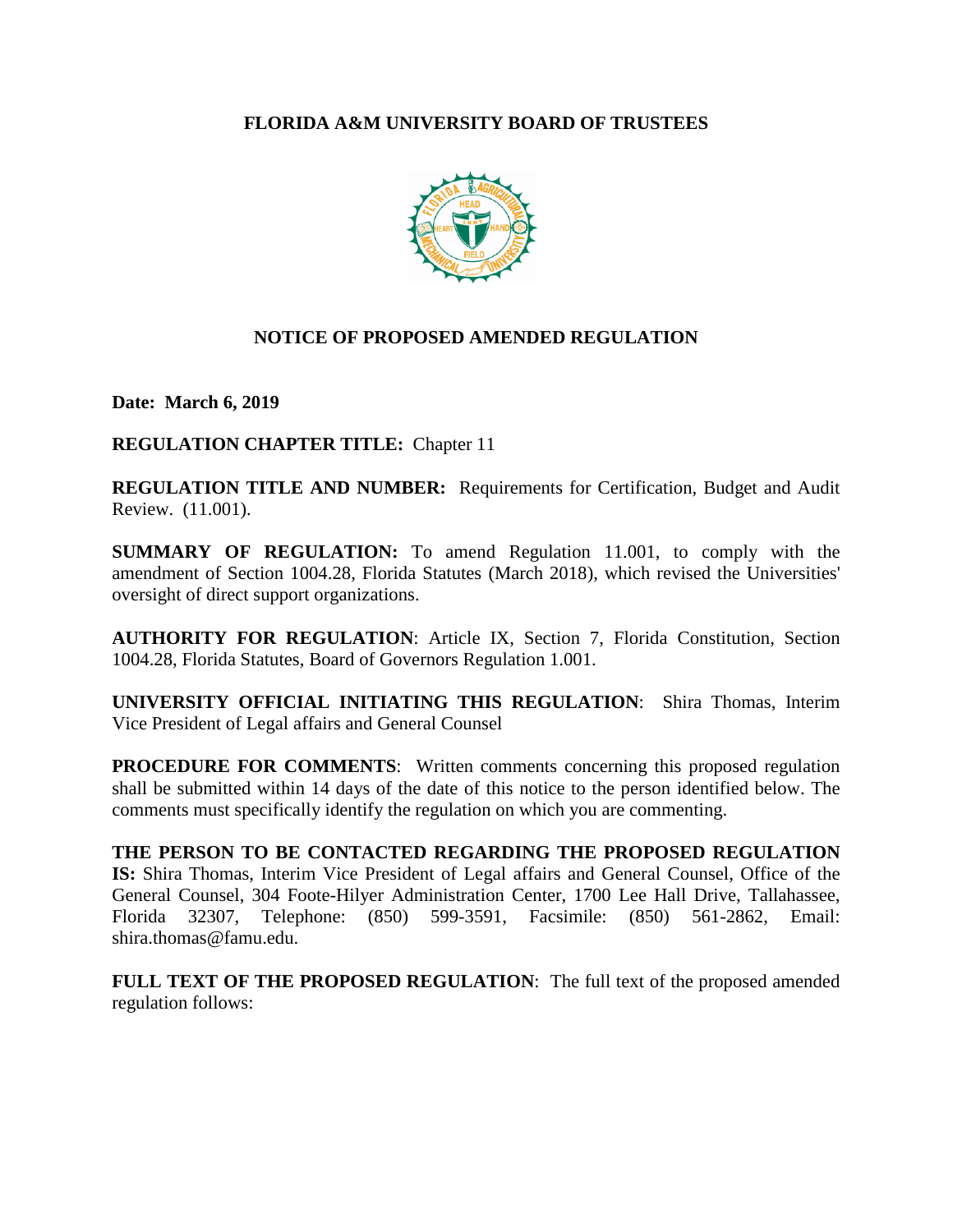# FLORIDA A&M UNIVERSITY BOARD OF TRUSTEES

## NOTICE OF PROPOSED AMENDED REGULATION

**Date: March 6, 2019**

**REGULATION CHAPTER TITLE:** Chapter 11

**REGULATION TITLE AND NUMBER:** Requirements for Certification, Budget and Audit Review. (11.001).

**SUMMARY OF REGULATION:** To amend Regulation 11.001, to comply with the amendment of Section 1004.28, Florida Statutes (March 2018), which revised the Universities' oversight of direct support organizations.

**AUTHORITY FOR REGULATION**: Article IX, Section 7, Florida Constitution, Section 1004.28, Florida Statutes, Board of Governors Regulation 1.001.

**UNIVERSITY OFFICIAL INITIATING THIS REGULATION**: Shira Thomas, Interim Vice President of Legal affairs and General Counsel

**PROCEDURE FOR COMMENTS**: Written comments concerning this proposed regulation shall be submitted within 14 days of the date of this notice to the person identified below. The comments must specifically identify the regulation on which you are commenting.

**THE PERSON TO BE CONTACTED REGARDING THE PROPOSED REGULATION IS:** Shira Thomas, Interim Vice President of Legal affairs and General Counsel, Office of the General Counsel, 304 Foote-Hilyer Administration Center, 1700 Lee Hall Drive, Tallahassee, Florida 32307, Telephone: (850) 599-3591, Facsimile: (850) 561-2862, Email: shira.thomas@famu.edu.

**FULL TEXT OF THE PROPOSED REGULATION**: The full text of the proposed amended regulation follows: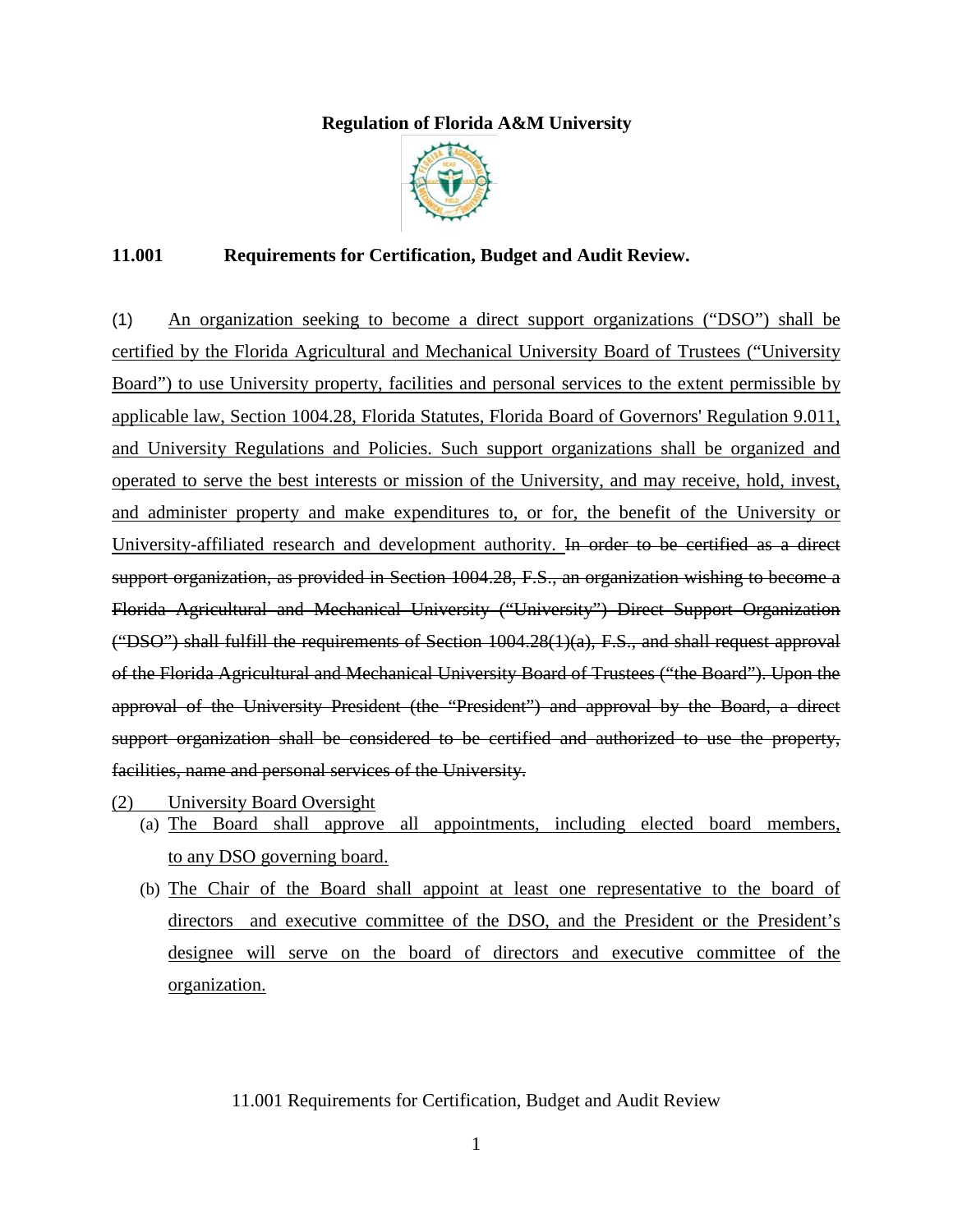**Regulation of Florida A&M University**

### 11.001 Requirements for Certification, Budget and Audit Review.

(1) <u>An organization seeking to become a direct support organizations ("DSO") shall be certified by the Florida Agricultural and Mechanical University Board of Trustees ("University Board") to use University property, facilities and personal services to the extent permissible by applicable law, Section 1004.28, Florida Statutes, Florida Board of Governors' Regulation 9.011, and University Regulations and Policies. Such support organizations shall be organized and operated to serve the best interests or mission of the University, and may receive, hold, invest, and administer property and make expenditures to, or for, the benefit of the University or University-affiliated research and development authority.</u> ~~In order to be certified as a direct support organization, as provided in Section 1004.28, F.S., an organization wishing to become a Florida Agricultural and Mechanical University ("University") Direct Support Organization ("DSO") shall fulfill the requirements of Section 1004.28(1)(a), F.S., and shall request approval of the Florida Agricultural and Mechanical University Board of Trustees ("the Board"). Upon the approval of the University President (the "President") and approval by the Board, a direct support organization shall be considered to be certified and authorized to use the property, facilities, name and personal services of the University.~~

<u>(2) University Board Oversight</u>

(a) <u>The Board shall approve all appointments, including elected board members, to any DSO governing board.</u>

(b) <u>The Chair of the Board shall appoint at least one representative to the board of directors and executive committee of the DSO, and the President or the President's designee will serve on the board of directors and executive committee of the organization.</u>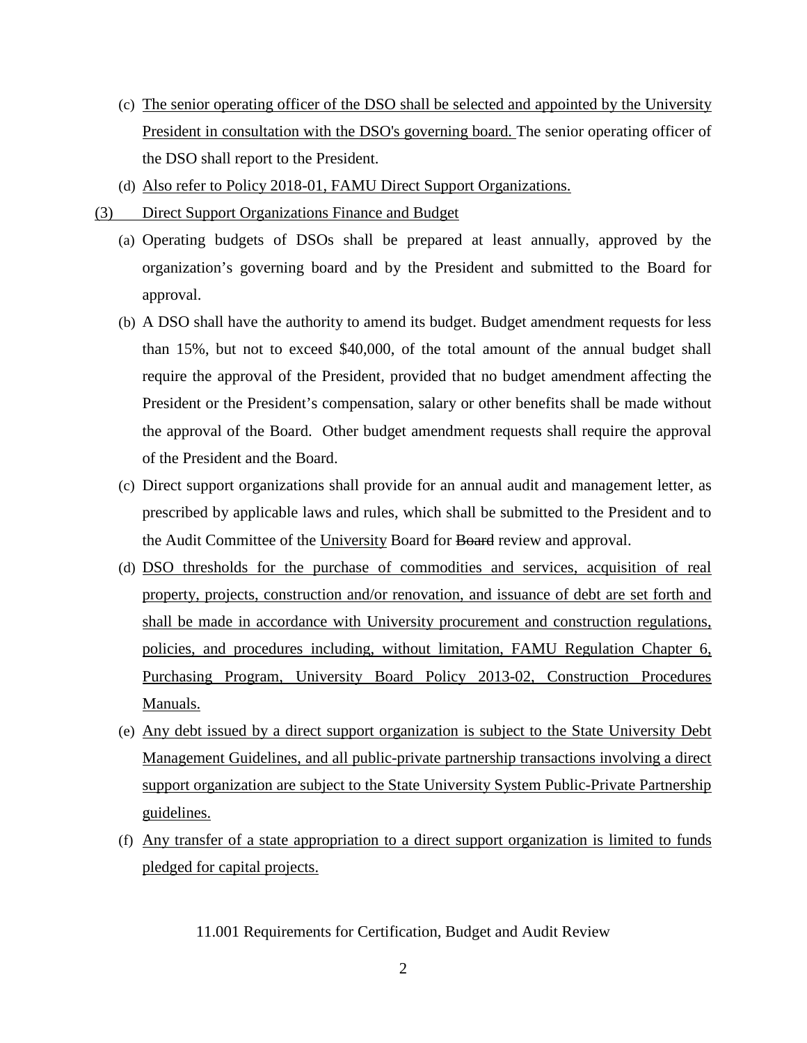(c) The senior operating officer of the DSO shall be selected and appointed by the University President in consultation with the DSO's governing board. The senior operating officer of the DSO shall report to the President.

(d) Also refer to Policy 2018-01, FAMU Direct Support Organizations.

(3) Direct Support Organizations Finance and Budget

(a) Operating budgets of DSOs shall be prepared at least annually, approved by the organization's governing board and by the President and submitted to the Board for approval.

(b) A DSO shall have the authority to amend its budget. Budget amendment requests for less than 15%, but not to exceed $40,000, of the total amount of the annual budget shall require the approval of the President, provided that no budget amendment affecting the President or the President's compensation, salary or other benefits shall be made without the approval of the Board. Other budget amendment requests shall require the approval of the President and the Board.

(c) Direct support organizations shall provide for an annual audit and management letter, as prescribed by applicable laws and rules, which shall be submitted to the President and to the Audit Committee of the University Board for ~~Board~~ review and approval.

(d) DSO thresholds for the purchase of commodities and services, acquisition of real property, projects, construction and/or renovation, and issuance of debt are set forth and shall be made in accordance with University procurement and construction regulations, policies, and procedures including, without limitation, FAMU Regulation Chapter 6, Purchasing Program, University Board Policy 2013-02, Construction Procedures Manuals.

(e) Any debt issued by a direct support organization is subject to the State University Debt Management Guidelines, and all public-private partnership transactions involving a direct support organization are subject to the State University System Public-Private Partnership guidelines.

(f) Any transfer of a state appropriation to a direct support organization is limited to funds pledged for capital projects.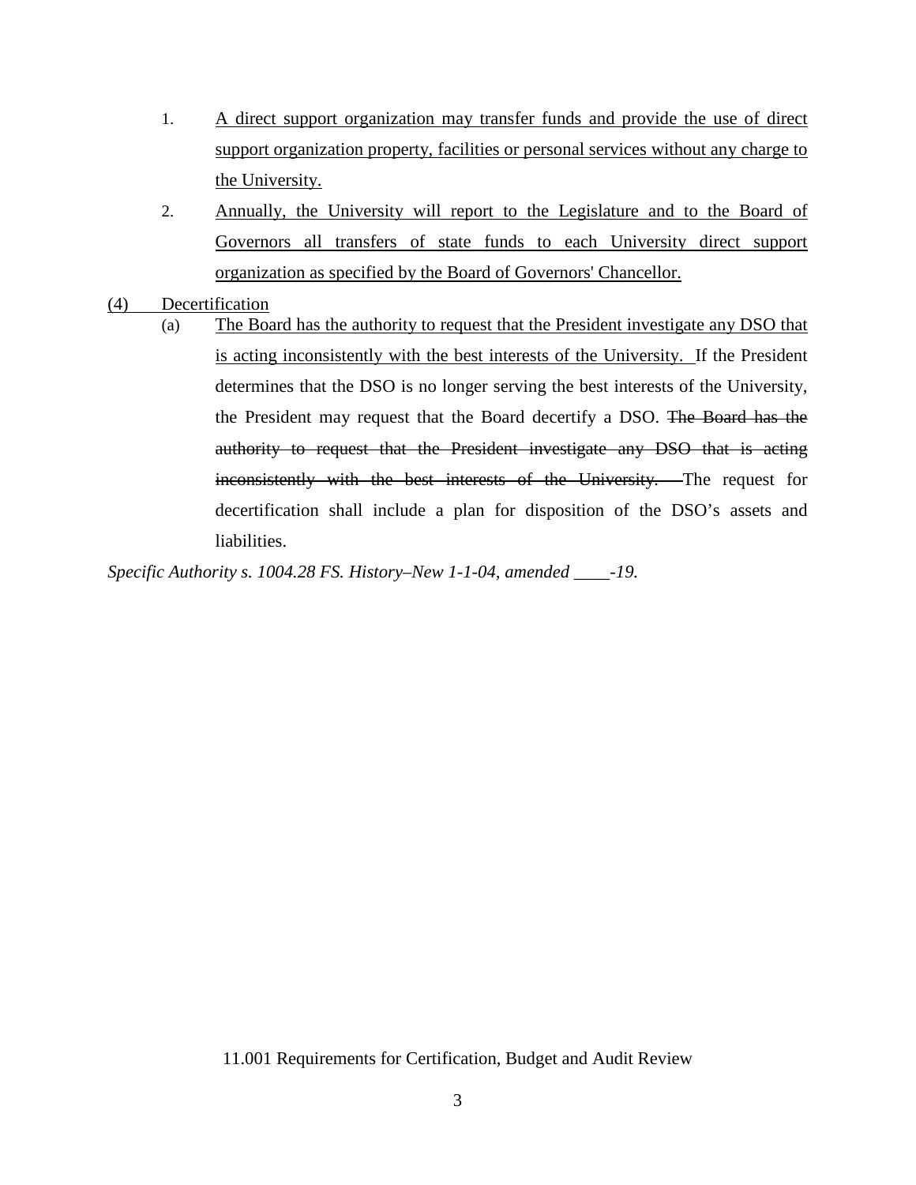1. A direct support organization may transfer funds and provide the use of direct support organization property, facilities or personal services without any charge to the University.
2. Annually, the University will report to the Legislature and to the Board of Governors all transfers of state funds to each University direct support organization as specified by the Board of Governors' Chancellor.

(4) Decertification

(a) The Board has the authority to request that the President investigate any DSO that is acting inconsistently with the best interests of the University. If the President determines that the DSO is no longer serving the best interests of the University, the President may request that the Board decertify a DSO. ~~The Board has the authority to request that the President investigate any DSO that is acting inconsistently with the best interests of the University.~~ The request for decertification shall include a plan for disposition of the DSO's assets and liabilities.

*Specific Authority s. 1004.28 FS. History–New 1-1-04, amended \_\_\_\_-19.*

11.001 Requirements for Certification, Budget and Audit Review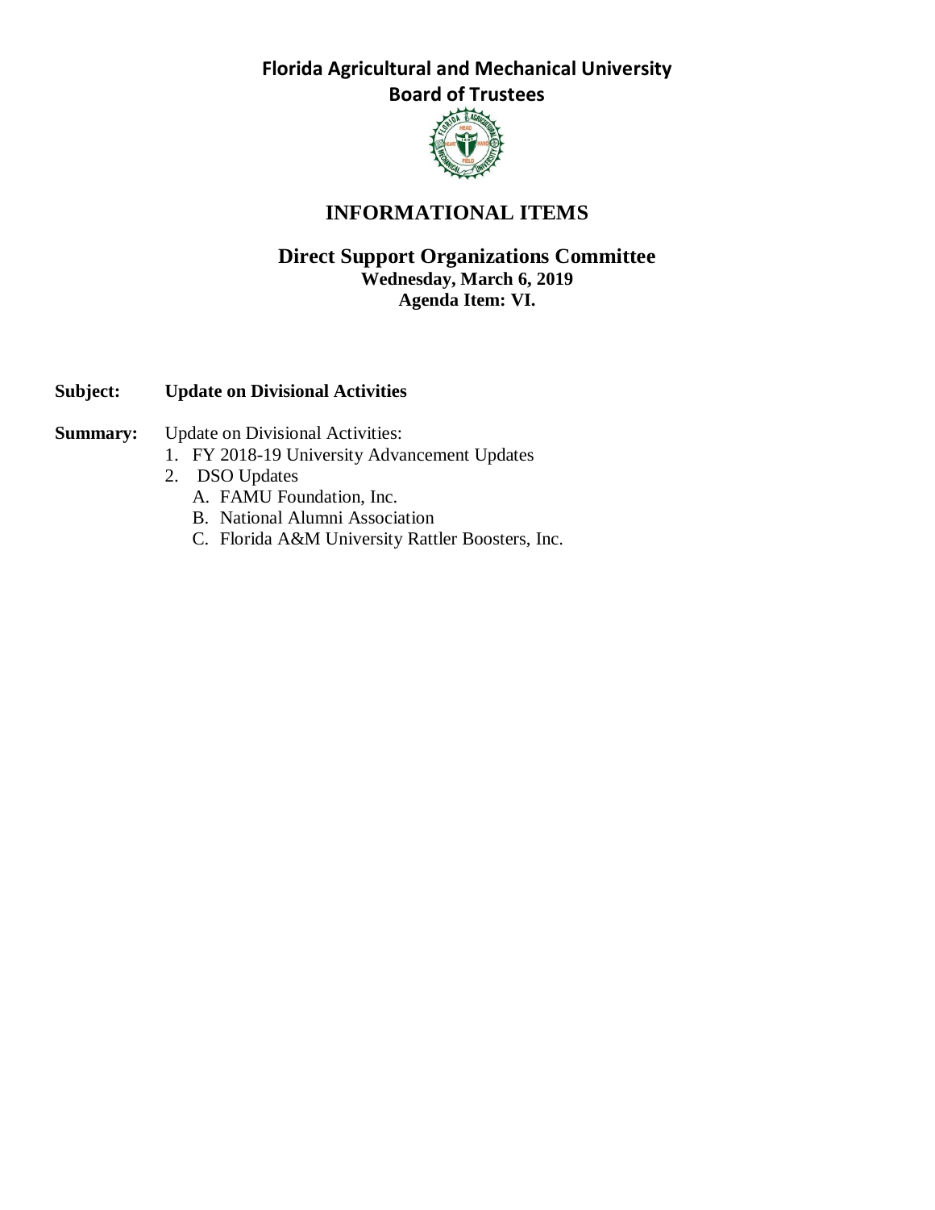**Florida Agricultural and Mechanical University**
**Board of Trustees**

# INFORMATIONAL ITEMS

## Direct Support Organizations Committee

**Wednesday, March 6, 2019**
**Agenda Item: VI.**

**Subject:** **Update on Divisional Activities**

**Summary:** Update on Divisional Activities:

1. FY 2018-19 University Advancement Updates
2. DSO Updates
   - A. FAMU Foundation, Inc.
   - B. National Alumni Association
   - C. Florida A&M University Rattler Boosters, Inc.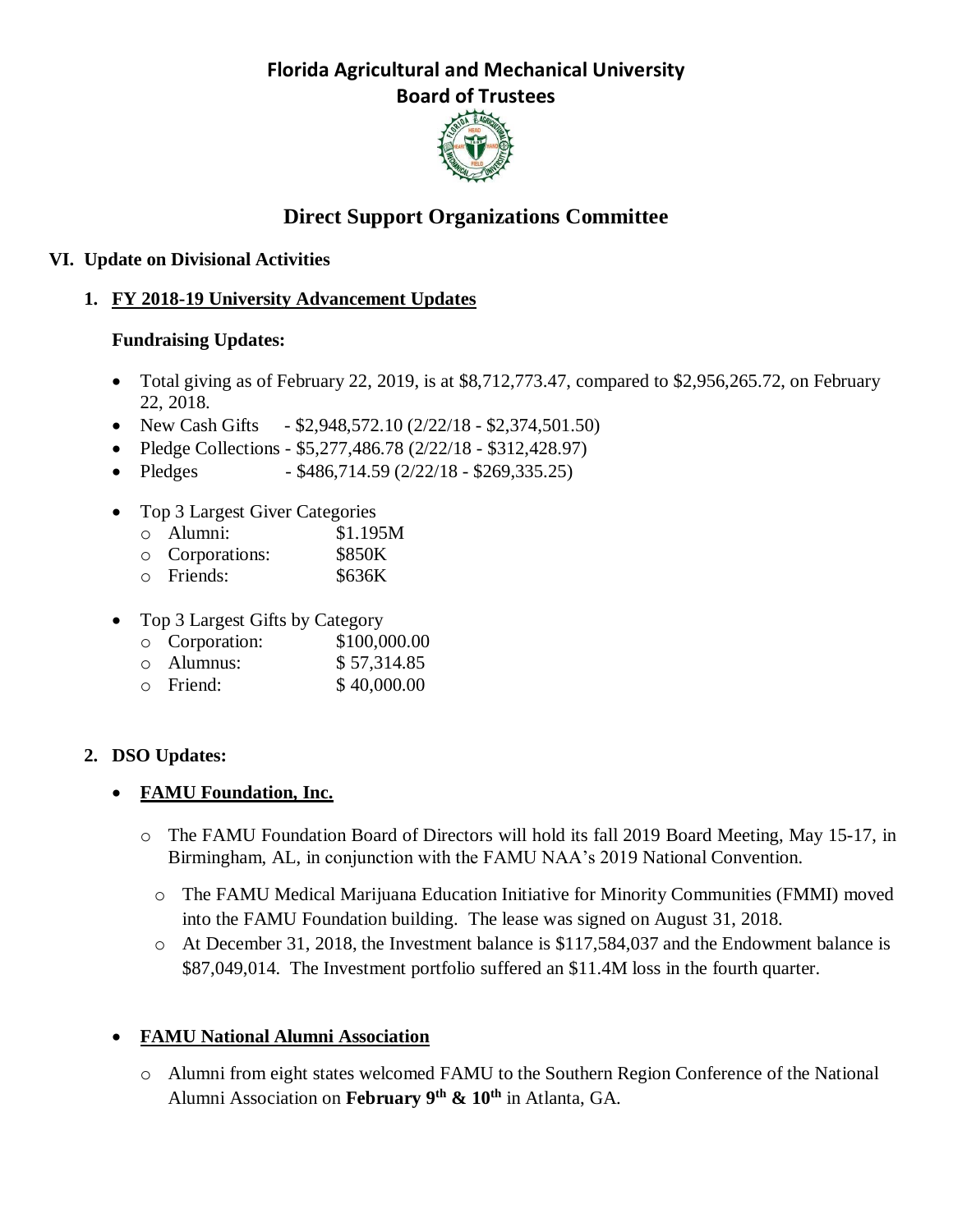# Florida Agricultural and Mechanical University
## Board of Trustees

## Direct Support Organizations Committee

### VI. Update on Divisional Activities

#### 1. FY 2018-19 University Advancement Updates

**Fundraising Updates:**

- Total giving as of February 22, 2019, is at $8,712,773.47, compared to $2,956,265.72, on February 22, 2018.
- New Cash Gifts - $2,948,572.10 (2/22/18 - $2,374,501.50)
- Pledge Collections - $5,277,486.78 (2/22/18 - $312,428.97)
- Pledges - $486,714.59 (2/22/18 - $269,335.25)

- Top 3 Largest Giver Categories
  - Alumni: $1.195M
  - Corporations: $850K
  - Friends: $636K

- Top 3 Largest Gifts by Category
  - Corporation: $100,000.00
  - Alumnus: $ 57,314.85
  - Friend: $ 40,000.00

#### 2. DSO Updates:

- **FAMU Foundation, Inc.**
  - The FAMU Foundation Board of Directors will hold its fall 2019 Board Meeting, May 15-17, in Birmingham, AL, in conjunction with the FAMU NAA's 2019 National Convention.
  - The FAMU Medical Marijuana Education Initiative for Minority Communities (FMMI) moved into the FAMU Foundation building. The lease was signed on August 31, 2018.
  - At December 31, 2018, the Investment balance is $117,584,037 and the Endowment balance is $87,049,014. The Investment portfolio suffered an $11.4M loss in the fourth quarter.

- **FAMU National Alumni Association**
  - Alumni from eight states welcomed FAMU to the Southern Region Conference of the National Alumni Association on **February 9th & 10th** in Atlanta, GA.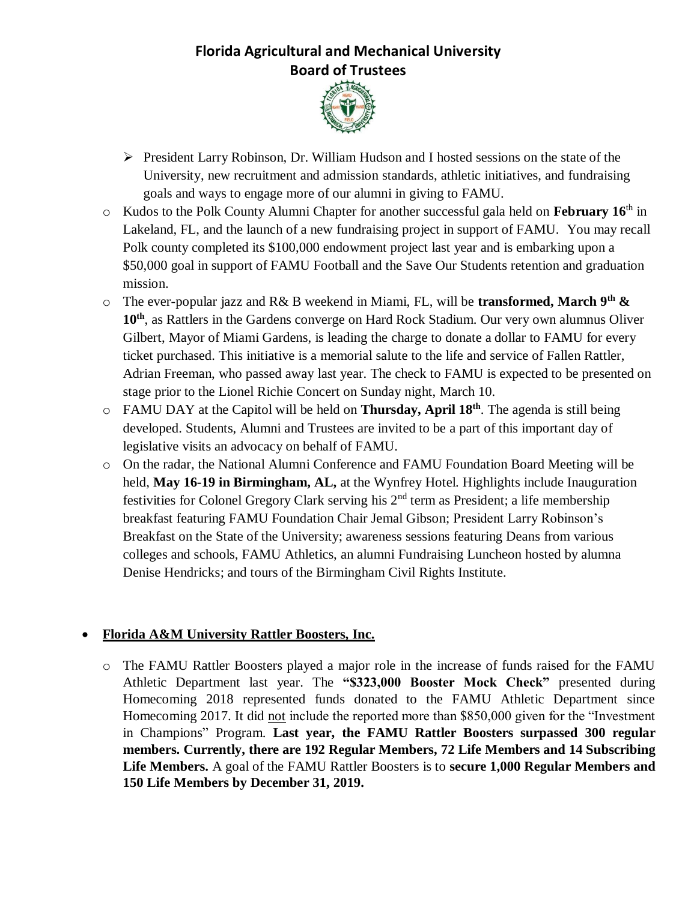- President Larry Robinson, Dr. William Hudson and I hosted sessions on the state of the University, new recruitment and admission standards, athletic initiatives, and fundraising goals and ways to engage more of our alumni in giving to FAMU.

- Kudos to the Polk County Alumni Chapter for another successful gala held on **February 16**th in Lakeland, FL, and the launch of a new fundraising project in support of FAMU. You may recall Polk county completed its $100,000 endowment project last year and is embarking upon a $50,000 goal in support of FAMU Football and the Save Our Students retention and graduation mission.
- The ever-popular jazz and R& B weekend in Miami, FL, will be **transformed, March 9th & 10th**, as Rattlers in the Gardens converge on Hard Rock Stadium. Our very own alumnus Oliver Gilbert, Mayor of Miami Gardens, is leading the charge to donate a dollar to FAMU for every ticket purchased. This initiative is a memorial salute to the life and service of Fallen Rattler, Adrian Freeman, who passed away last year. The check to FAMU is expected to be presented on stage prior to the Lionel Richie Concert on Sunday night, March 10.
- FAMU DAY at the Capitol will be held on **Thursday, April 18th**. The agenda is still being developed. Students, Alumni and Trustees are invited to be a part of this important day of legislative visits an advocacy on behalf of FAMU.
- On the radar, the National Alumni Conference and FAMU Foundation Board Meeting will be held, **May 16-19 in Birmingham, AL,** at the Wynfrey Hotel. Highlights include Inauguration festivities for Colonel Gregory Clark serving his 2nd term as President; a life membership breakfast featuring FAMU Foundation Chair Jemal Gibson; President Larry Robinson's Breakfast on the State of the University; awareness sessions featuring Deans from various colleges and schools, FAMU Athletics, an alumni Fundraising Luncheon hosted by alumna Denise Hendricks; and tours of the Birmingham Civil Rights Institute.

- **Florida A&M University Rattler Boosters, Inc.**

  - The FAMU Rattler Boosters played a major role in the increase of funds raised for the FAMU Athletic Department last year. The **"$323,000 Booster Mock Check"** presented during Homecoming 2018 represented funds donated to the FAMU Athletic Department since Homecoming 2017. It did not include the reported more than $850,000 given for the "Investment in Champions" Program. **Last year, the FAMU Rattler Boosters surpassed 300 regular members. Currently, there are 192 Regular Members, 72 Life Members and 14 Subscribing Life Members.** A goal of the FAMU Rattler Boosters is to **secure 1,000 Regular Members and 150 Life Members by December 31, 2019.**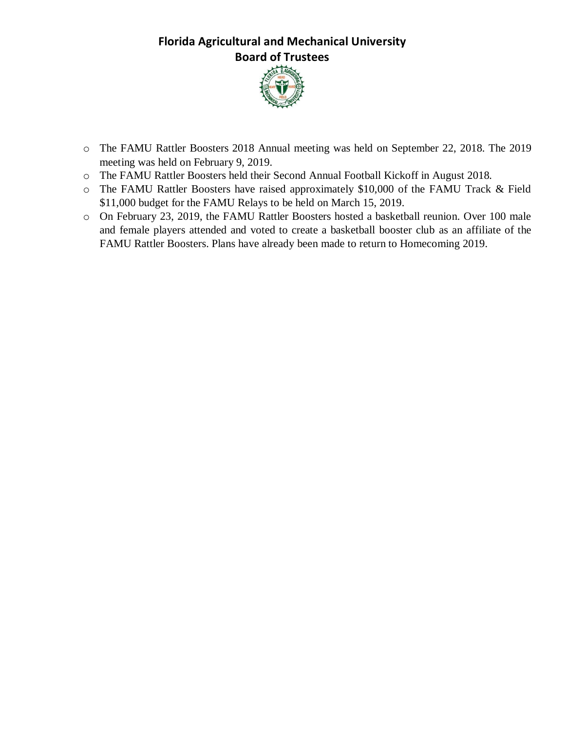- The FAMU Rattler Boosters 2018 Annual meeting was held on September 22, 2018. The 2019 meeting was held on February 9, 2019.
- The FAMU Rattler Boosters held their Second Annual Football Kickoff in August 2018.
- The FAMU Rattler Boosters have raised approximately $10,000 of the FAMU Track & Field $11,000 budget for the FAMU Relays to be held on March 15, 2019.
- On February 23, 2019, the FAMU Rattler Boosters hosted a basketball reunion. Over 100 male and female players attended and voted to create a basketball booster club as an affiliate of the FAMU Rattler Boosters. Plans have already been made to return to Homecoming 2019.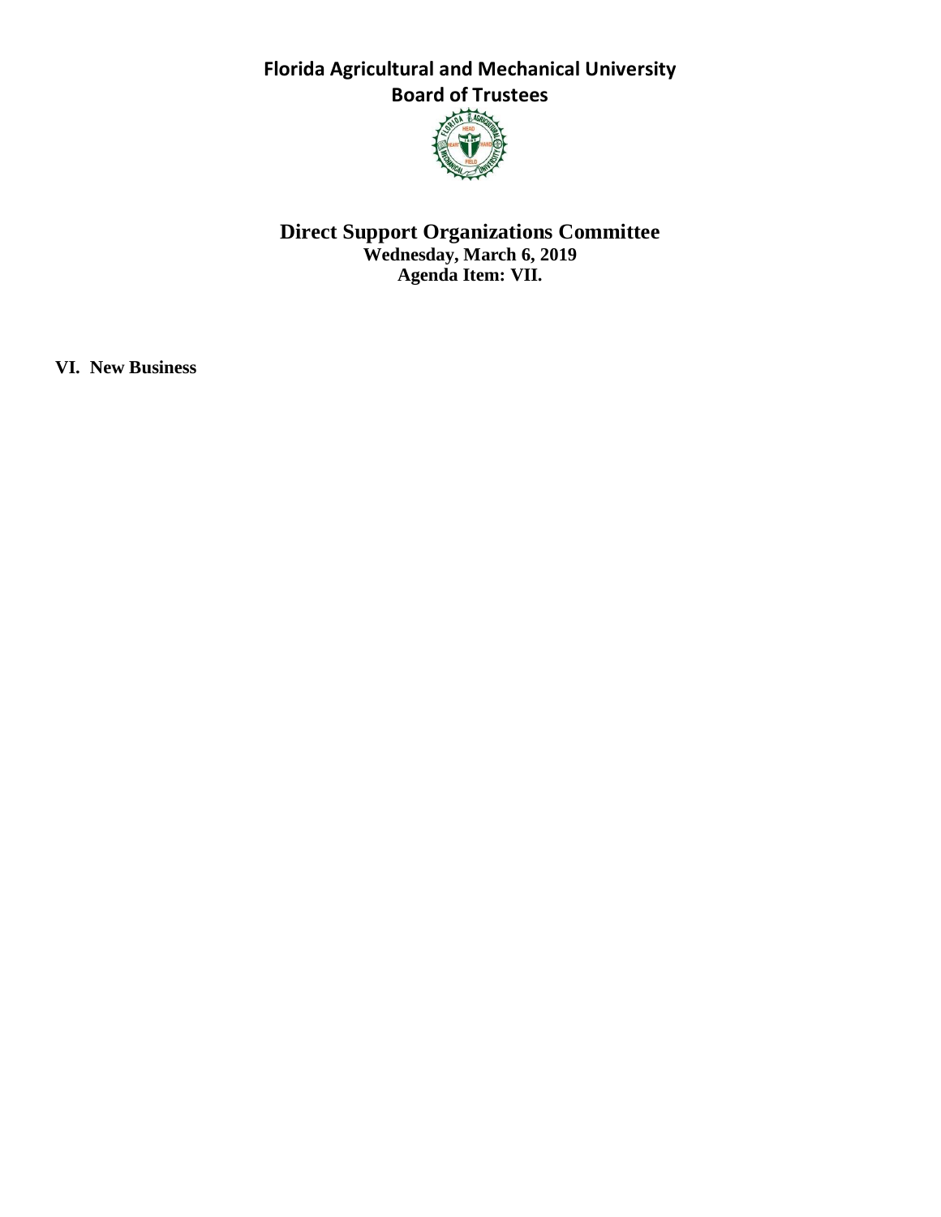# Florida Agricultural and Mechanical University
## Board of Trustees

## Direct Support Organizations Committee
**Wednesday, March 6, 2019**
**Agenda Item: VII.**

**VI. New Business**